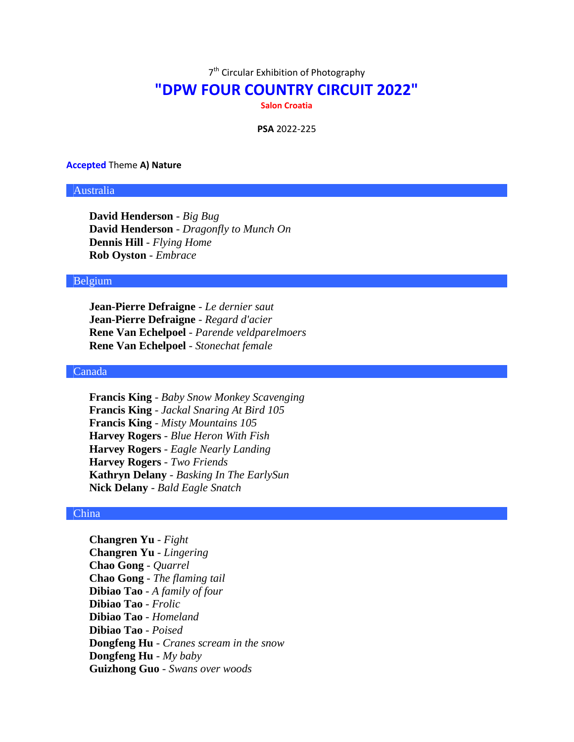7th Circular Exhibition of Photography

# "DPW FOUR COUNTRY CIRCUIT 2022"

**Salon Croatia**

**PSA** 2022-225

**Accepted** Theme **A) Nature**

## Australia

**David Henderson** - *Big Bug*
**David Henderson** - *Dragonfly to Munch On*
**Dennis Hill** - *Flying Home*
**Rob Oyston** - *Embrace*

## Belgium

**Jean-Pierre Defraigne** - *Le dernier saut*
**Jean-Pierre Defraigne** - *Regard d'acier*
**Rene Van Echelpoel** - *Parende veldparelmoers*
**Rene Van Echelpoel** - *Stonechat female*

## Canada

**Francis King** - *Baby Snow Monkey Scavenging*
**Francis King** - *Jackal Snaring At Bird 105*
**Francis King** - *Misty Mountains 105*
**Harvey Rogers** - *Blue Heron With Fish*
**Harvey Rogers** - *Eagle Nearly Landing*
**Harvey Rogers** - *Two Friends*
**Kathryn Delany** - *Basking In The EarlySun*
**Nick Delany** - *Bald Eagle Snatch*

## China

**Changren Yu** - *Fight*
**Changren Yu** - *Lingering*
**Chao Gong** - *Quarrel*
**Chao Gong** - *The flaming tail*
**Dibiao Tao** - *A family of four*
**Dibiao Tao** - *Frolic*
**Dibiao Tao** - *Homeland*
**Dibiao Tao** - *Poised*
**Dongfeng Hu** - *Cranes scream in the snow*
**Dongfeng Hu** - *My baby*
**Guizhong Guo** - *Swans over woods*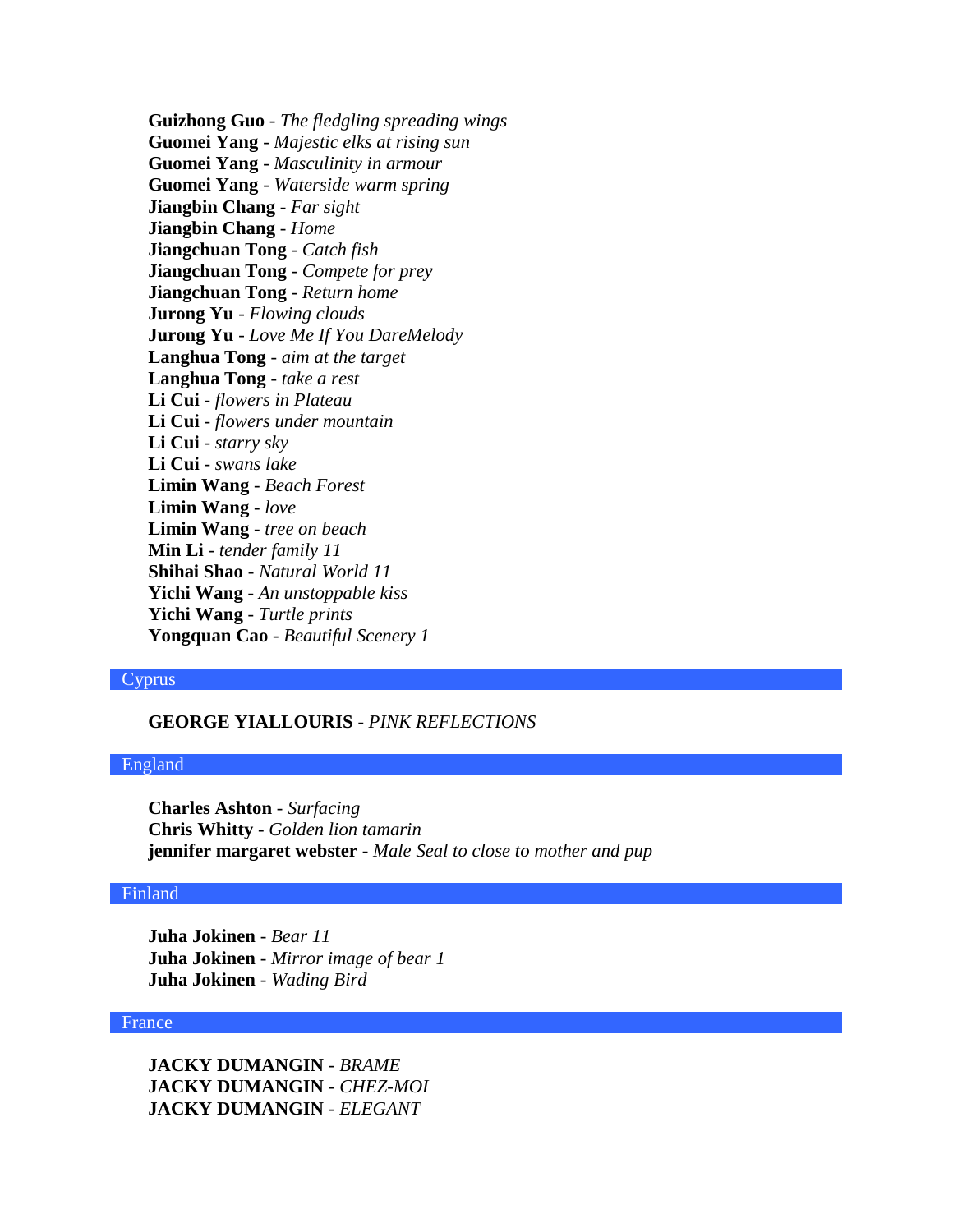**Guizhong Guo** - *The fledgling spreading wings*
**Guomei Yang** - *Majestic elks at rising sun*
**Guomei Yang** - *Masculinity in armour*
**Guomei Yang** - *Waterside warm spring*
**Jiangbin Chang** - *Far sight*
**Jiangbin Chang** - *Home*
**Jiangchuan Tong** - *Catch fish*
**Jiangchuan Tong** - *Compete for prey*
**Jiangchuan Tong** - *Return home*
**Jurong Yu** - *Flowing clouds*
**Jurong Yu** - *Love Me If You DareMelody*
**Langhua Tong** - *aim at the target*
**Langhua Tong** - *take a rest*
**Li Cui** - *flowers in Plateau*
**Li Cui** - *flowers under mountain*
**Li Cui** - *starry sky*
**Li Cui** - *swans lake*
**Limin Wang** - *Beach Forest*
**Limin Wang** - *love*
**Limin Wang** - *tree on beach*
**Min Li** - *tender family 11*
**Shihai Shao** - *Natural World 11*
**Yichi Wang** - *An unstoppable kiss*
**Yichi Wang** - *Turtle prints*
**Yongquan Cao** - *Beautiful Scenery 1*

## Cyprus

**GEORGE YIALLOURIS** - *PINK REFLECTIONS*

## England

**Charles Ashton** - *Surfacing*
**Chris Whitty** - *Golden lion tamarin*
**jennifer margaret webster** - *Male Seal to close to mother and pup*

## Finland

**Juha Jokinen** - *Bear 11*
**Juha Jokinen** - *Mirror image of bear 1*
**Juha Jokinen** - *Wading Bird*

## France

**JACKY DUMANGIN** - *BRAME*
**JACKY DUMANGIN** - *CHEZ-MOI*
**JACKY DUMANGIN** - *ELEGANT*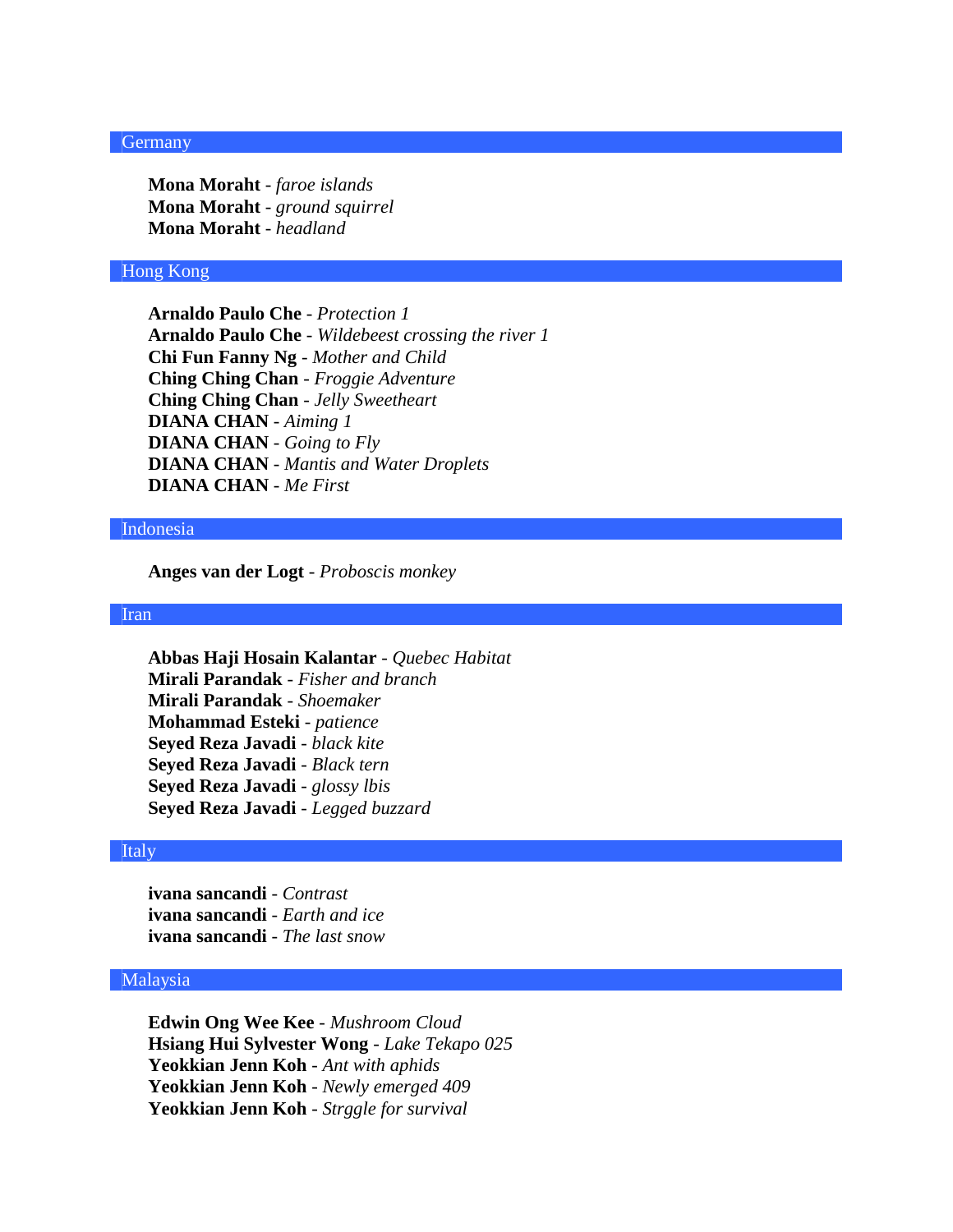## Germany

**Mona Moraht** - *faroe islands*
**Mona Moraht** - *ground squirrel*
**Mona Moraht** - *headland*

## Hong Kong

**Arnaldo Paulo Che** - *Protection 1*
**Arnaldo Paulo Che** - *Wildebeest crossing the river 1*
**Chi Fun Fanny Ng** - *Mother and Child*
**Ching Ching Chan** - *Froggie Adventure*
**Ching Ching Chan** - *Jelly Sweetheart*
**DIANA CHAN** - *Aiming 1*
**DIANA CHAN** - *Going to Fly*
**DIANA CHAN** - *Mantis and Water Droplets*
**DIANA CHAN** - *Me First*

## Indonesia

**Anges van der Logt** - *Proboscis monkey*

## Iran

**Abbas Haji Hosain Kalantar** - *Quebec Habitat*
**Mirali Parandak** - *Fisher and branch*
**Mirali Parandak** - *Shoemaker*
**Mohammad Esteki** - *patience*
**Seyed Reza Javadi** - *black kite*
**Seyed Reza Javadi** - *Black tern*
**Seyed Reza Javadi** - *glossy lbis*
**Seyed Reza Javadi** - *Legged buzzard*

## Italy

**ivana sancandi** - *Contrast*
**ivana sancandi** - *Earth and ice*
**ivana sancandi** - *The last snow*

## Malaysia

**Edwin Ong Wee Kee** - *Mushroom Cloud*
**Hsiang Hui Sylvester Wong** - *Lake Tekapo 025*
**Yeokkian Jenn Koh** - *Ant with aphids*
**Yeokkian Jenn Koh** - *Newly emerged 409*
**Yeokkian Jenn Koh** - *Strggle for survival*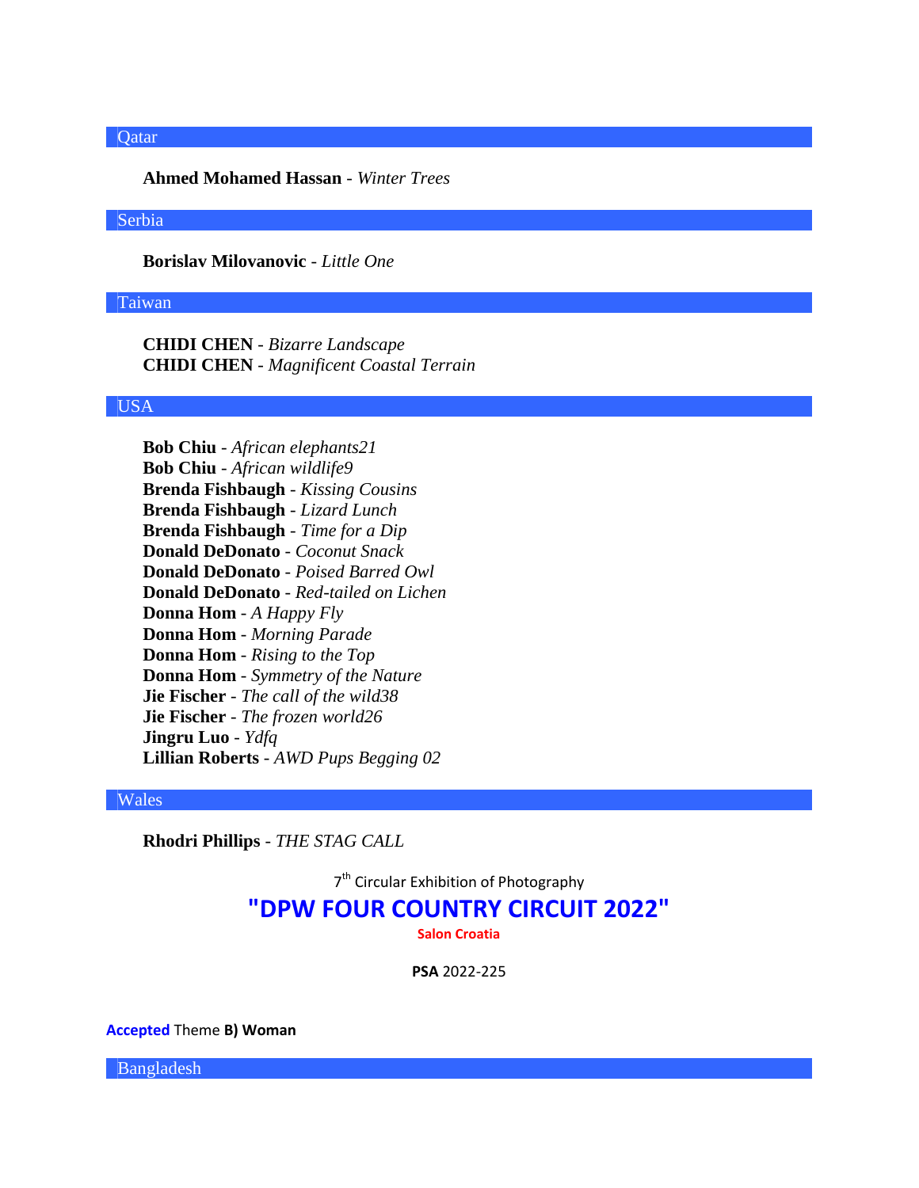## Qatar

**Ahmed Mohamed Hassan** - *Winter Trees*

## Serbia

**Borislav Milovanovic** - *Little One*

## Taiwan

**CHIDI CHEN** - *Bizarre Landscape*
**CHIDI CHEN** - *Magnificent Coastal Terrain*

## USA

**Bob Chiu** - *African elephants21*
**Bob Chiu** - *African wildlife9*
**Brenda Fishbaugh** - *Kissing Cousins*
**Brenda Fishbaugh** - *Lizard Lunch*
**Brenda Fishbaugh** - *Time for a Dip*
**Donald DeDonato** - *Coconut Snack*
**Donald DeDonato** - *Poised Barred Owl*
**Donald DeDonato** - *Red-tailed on Lichen*
**Donna Hom** - *A Happy Fly*
**Donna Hom** - *Morning Parade*
**Donna Hom** - *Rising to the Top*
**Donna Hom** - *Symmetry of the Nature*
**Jie Fischer** - *The call of the wild38*
**Jie Fischer** - *The frozen world26*
**Jingru Luo** - *Ydfq*
**Lillian Roberts** - *AWD Pups Begging 02*

## Wales

**Rhodri Phillips** - *THE STAG CALL*

7th Circular Exhibition of Photography

# "DPW FOUR COUNTRY CIRCUIT 2022"

**Salon Croatia**

**PSA** 2022-225

**Accepted** Theme **B) Woman**

## Bangladesh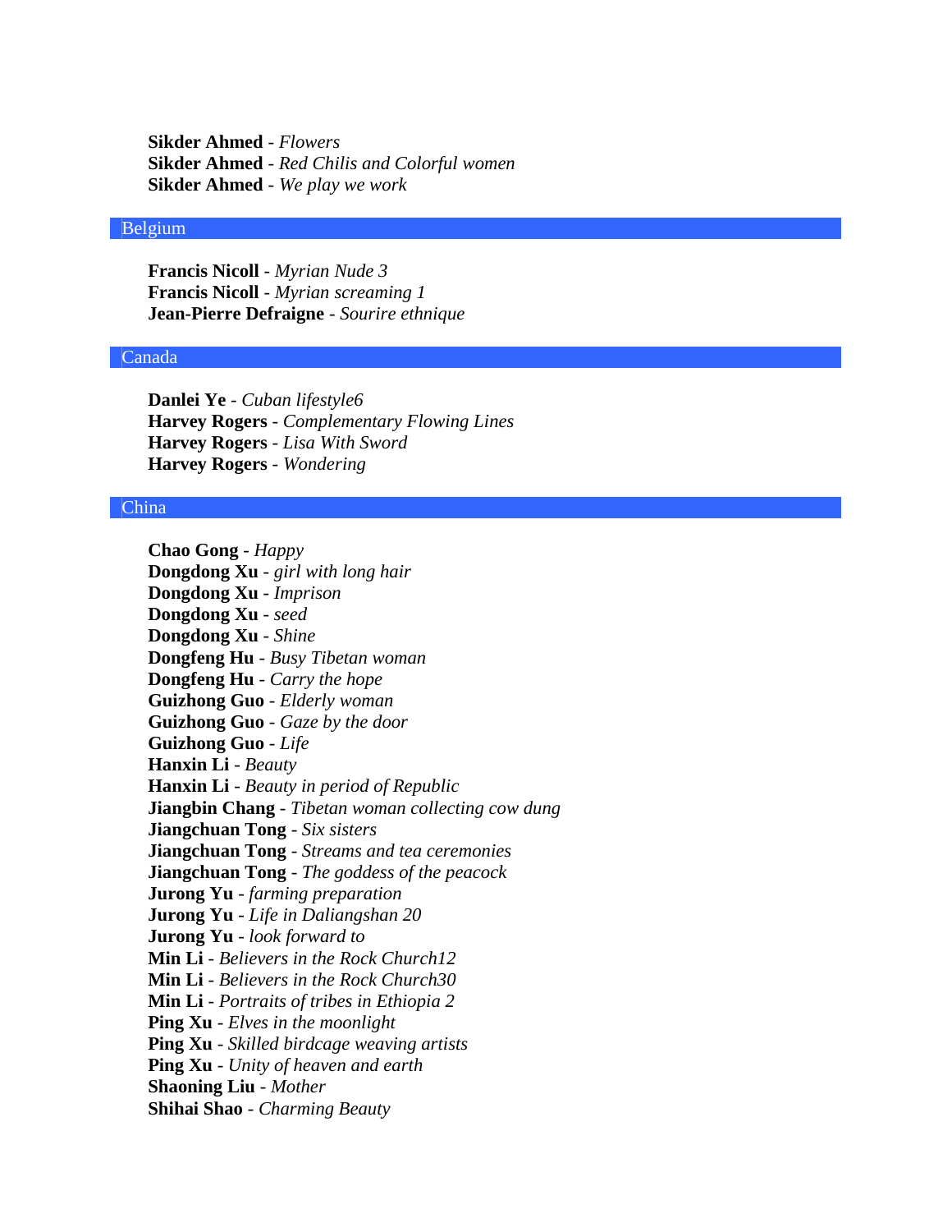**Sikder Ahmed** - *Flowers*
**Sikder Ahmed** - *Red Chilis and Colorful women*
**Sikder Ahmed** - *We play we work*

## Belgium

**Francis Nicoll** - *Myrian Nude 3*
**Francis Nicoll** - *Myrian screaming 1*
**Jean-Pierre Defraigne** - *Sourire ethnique*

## Canada

**Danlei Ye** - *Cuban lifestyle6*
**Harvey Rogers** - *Complementary Flowing Lines*
**Harvey Rogers** - *Lisa With Sword*
**Harvey Rogers** - *Wondering*

## China

**Chao Gong** - *Happy*
**Dongdong Xu** - *girl with long hair*
**Dongdong Xu** - *Imprison*
**Dongdong Xu** - *seed*
**Dongdong Xu** - *Shine*
**Dongfeng Hu** - *Busy Tibetan woman*
**Dongfeng Hu** - *Carry the hope*
**Guizhong Guo** - *Elderly woman*
**Guizhong Guo** - *Gaze by the door*
**Guizhong Guo** - *Life*
**Hanxin Li** - *Beauty*
**Hanxin Li** - *Beauty in period of Republic*
**Jiangbin Chang** - *Tibetan woman collecting cow dung*
**Jiangchuan Tong** - *Six sisters*
**Jiangchuan Tong** - *Streams and tea ceremonies*
**Jiangchuan Tong** - *The goddess of the peacock*
**Jurong Yu** - *farming preparation*
**Jurong Yu** - *Life in Daliangshan 20*
**Jurong Yu** - *look forward to*
**Min Li** - *Believers in the Rock Church12*
**Min Li** - *Believers in the Rock Church30*
**Min Li** - *Portraits of tribes in Ethiopia 2*
**Ping Xu** - *Elves in the moonlight*
**Ping Xu** - *Skilled birdcage weaving artists*
**Ping Xu** - *Unity of heaven and earth*
**Shaoning Liu** - *Mother*
**Shihai Shao** - *Charming Beauty*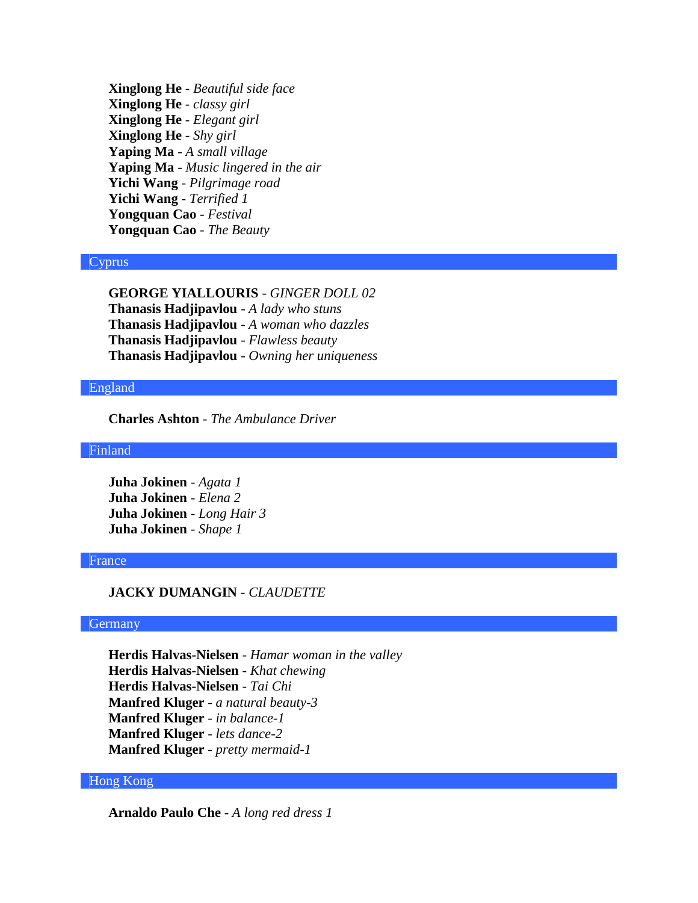**Xinglong He** - *Beautiful side face*
**Xinglong He** - *classy girl*
**Xinglong He** - *Elegant girl*
**Xinglong He** - *Shy girl*
**Yaping Ma** - *A small village*
**Yaping Ma** - *Music lingered in the air*
**Yichi Wang** - *Pilgrimage road*
**Yichi Wang** - *Terrified 1*
**Yongquan Cao** - *Festival*
**Yongquan Cao** - *The Beauty*

## Cyprus

**GEORGE YIALLOURIS** - *GINGER DOLL 02*
**Thanasis Hadjipavlou** - *A lady who stuns*
**Thanasis Hadjipavlou** - *A woman who dazzles*
**Thanasis Hadjipavlou** - *Flawless beauty*
**Thanasis Hadjipavlou** - *Owning her uniqueness*

## England

**Charles Ashton** - *The Ambulance Driver*

## Finland

**Juha Jokinen** - *Agata 1*
**Juha Jokinen** - *Elena 2*
**Juha Jokinen** - *Long Hair 3*
**Juha Jokinen** - *Shape 1*

## France

**JACKY DUMANGIN** - *CLAUDETTE*

## Germany

**Herdis Halvas-Nielsen** - *Hamar woman in the valley*
**Herdis Halvas-Nielsen** - *Khat chewing*
**Herdis Halvas-Nielsen** - *Tai Chi*
**Manfred Kluger** - *a natural beauty-3*
**Manfred Kluger** - *in balance-1*
**Manfred Kluger** - *lets dance-2*
**Manfred Kluger** - *pretty mermaid-1*

## Hong Kong

**Arnaldo Paulo Che** - *A long red dress 1*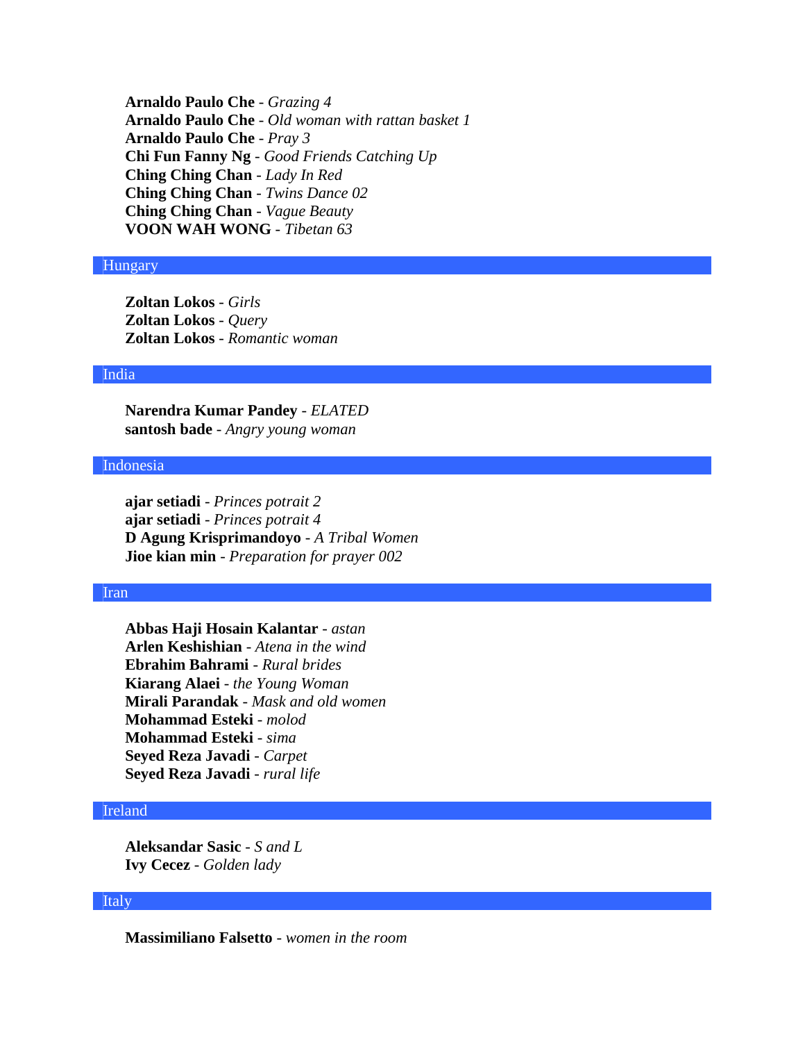**Arnaldo Paulo Che** - *Grazing 4*
**Arnaldo Paulo Che** - *Old woman with rattan basket 1*
**Arnaldo Paulo Che** - *Pray 3*
**Chi Fun Fanny Ng** - *Good Friends Catching Up*
**Ching Ching Chan** - *Lady In Red*
**Ching Ching Chan** - *Twins Dance 02*
**Ching Ching Chan** - *Vague Beauty*
**VOON WAH WONG** - *Tibetan 63*

## Hungary

**Zoltan Lokos** - *Girls*
**Zoltan Lokos** - *Query*
**Zoltan Lokos** - *Romantic woman*

## India

**Narendra Kumar Pandey** - *ELATED*
**santosh bade** - *Angry young woman*

## Indonesia

**ajar setiadi** - *Princes potrait 2*
**ajar setiadi** - *Princes potrait 4*
**D Agung Krisprimandoyo** - *A Tribal Women*
**Jioe kian min** - *Preparation for prayer 002*

## Iran

**Abbas Haji Hosain Kalantar** - *astan*
**Arlen Keshishian** - *Atena in the wind*
**Ebrahim Bahrami** - *Rural brides*
**Kiarang Alaei** - *the Young Woman*
**Mirali Parandak** - *Mask and old women*
**Mohammad Esteki** - *molod*
**Mohammad Esteki** - *sima*
**Seyed Reza Javadi** - *Carpet*
**Seyed Reza Javadi** - *rural life*

## Ireland

**Aleksandar Sasic** - *S and L*
**Ivy Cecez** - *Golden lady*

## Italy

**Massimiliano Falsetto** - *women in the room*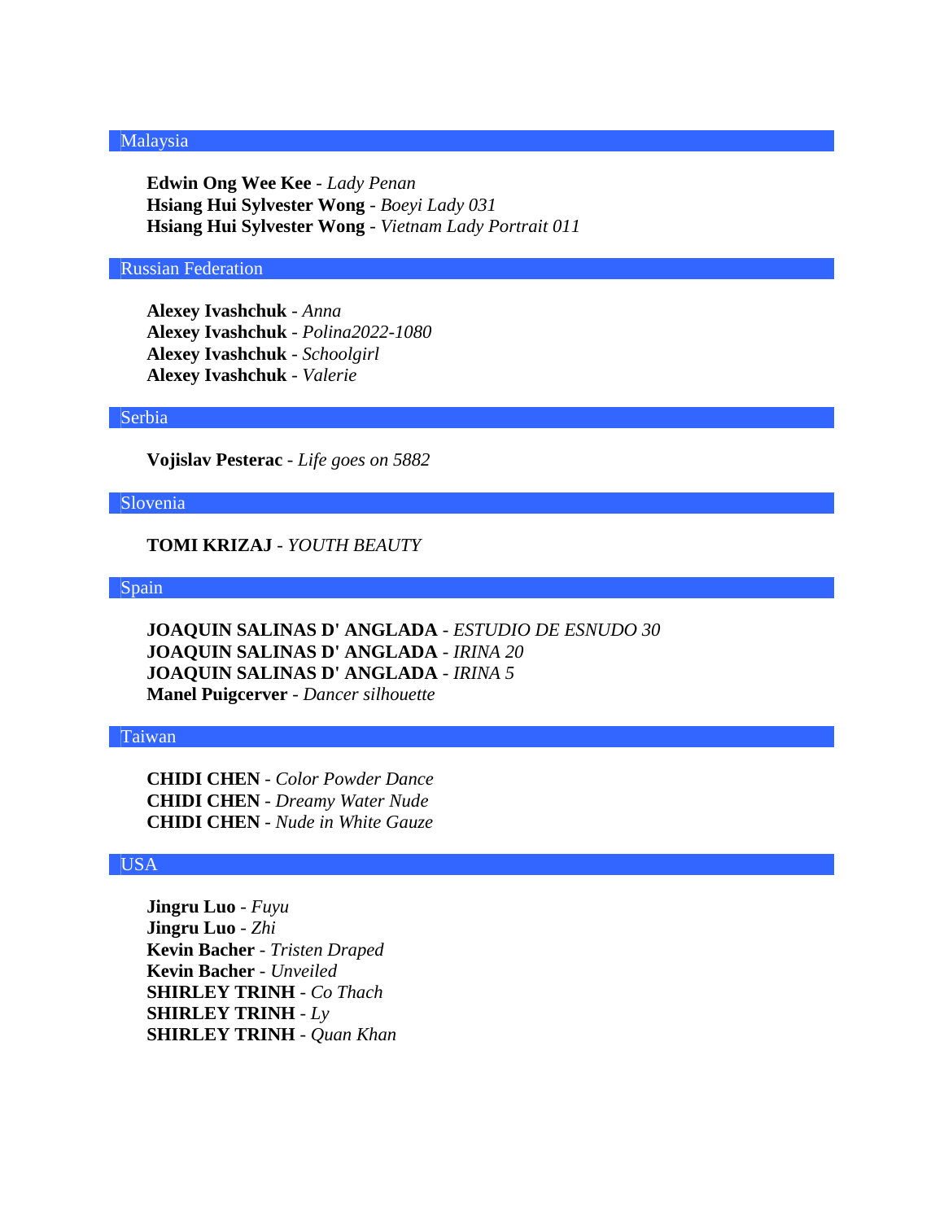## Malaysia

**Edwin Ong Wee Kee** - *Lady Penan*
**Hsiang Hui Sylvester Wong** - *Boeyi Lady 031*
**Hsiang Hui Sylvester Wong** - *Vietnam Lady Portrait 011*

## Russian Federation

**Alexey Ivashchuk** - *Anna*
**Alexey Ivashchuk** - *Polina2022-1080*
**Alexey Ivashchuk** - *Schoolgirl*
**Alexey Ivashchuk** - *Valerie*

## Serbia

**Vojislav Pesterac** - *Life goes on 5882*

## Slovenia

**TOMI KRIZAJ** - *YOUTH BEAUTY*

## Spain

**JOAQUIN SALINAS D' ANGLADA** - *ESTUDIO DE ESNUDO 30*
**JOAQUIN SALINAS D' ANGLADA** - *IRINA 20*
**JOAQUIN SALINAS D' ANGLADA** - *IRINA 5*
**Manel Puigcerver** - *Dancer silhouette*

## Taiwan

**CHIDI CHEN** - *Color Powder Dance*
**CHIDI CHEN** - *Dreamy Water Nude*
**CHIDI CHEN** - *Nude in White Gauze*

## USA

**Jingru Luo** - *Fuyu*
**Jingru Luo** - *Zhi*
**Kevin Bacher** - *Tristen Draped*
**Kevin Bacher** - *Unveiled*
**SHIRLEY TRINH** - *Co Thach*
**SHIRLEY TRINH** - *Ly*
**SHIRLEY TRINH** - *Quan Khan*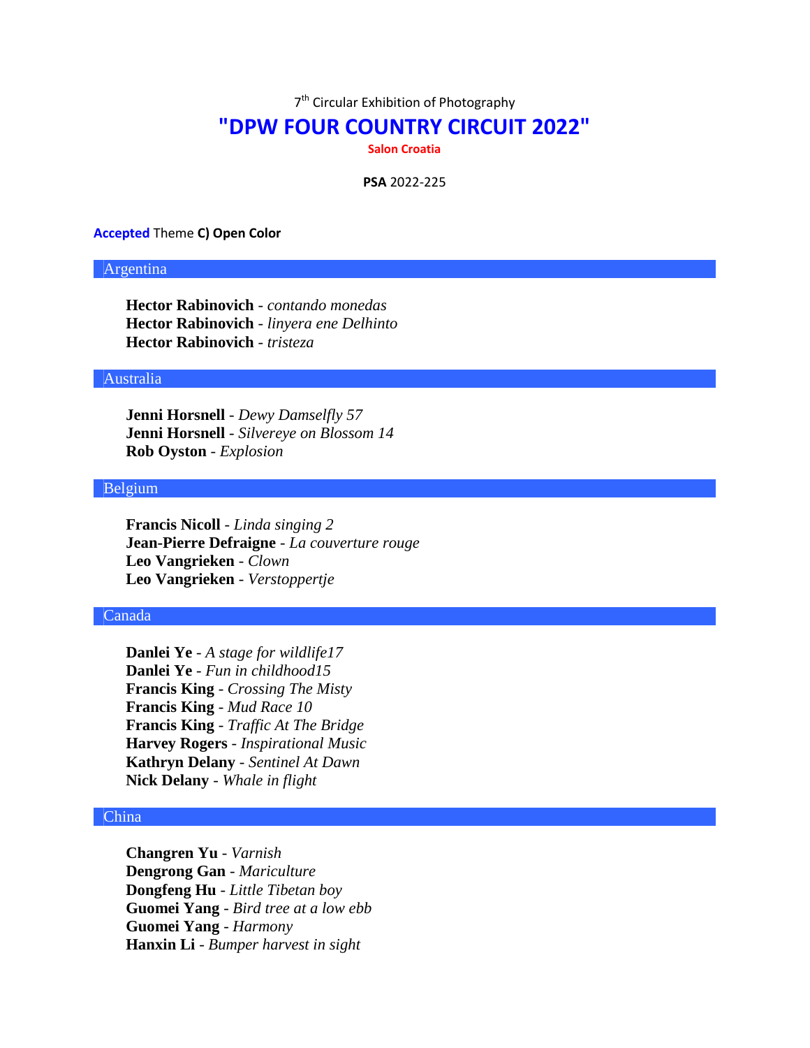7th Circular Exhibition of Photography

# "DPW FOUR COUNTRY CIRCUIT 2022"

**Salon Croatia**

**PSA** 2022-225

**Accepted** Theme **C) Open Color**

## Argentina

**Hector Rabinovich** - *contando monedas*
**Hector Rabinovich** - *linyera ene Delhinto*
**Hector Rabinovich** - *tristeza*

## Australia

**Jenni Horsnell** - *Dewy Damselfly 57*
**Jenni Horsnell** - *Silvereye on Blossom 14*
**Rob Oyston** - *Explosion*

## Belgium

**Francis Nicoll** - *Linda singing 2*
**Jean-Pierre Defraigne** - *La couverture rouge*
**Leo Vangrieken** - *Clown*
**Leo Vangrieken** - *Verstoppertje*

## Canada

**Danlei Ye** - *A stage for wildlife17*
**Danlei Ye** - *Fun in childhood15*
**Francis King** - *Crossing The Misty*
**Francis King** - *Mud Race 10*
**Francis King** - *Traffic At The Bridge*
**Harvey Rogers** - *Inspirational Music*
**Kathryn Delany** - *Sentinel At Dawn*
**Nick Delany** - *Whale in flight*

## China

**Changren Yu** - *Varnish*
**Dengrong Gan** - *Mariculture*
**Dongfeng Hu** - *Little Tibetan boy*
**Guomei Yang** - *Bird tree at a low ebb*
**Guomei Yang** - *Harmony*
**Hanxin Li** - *Bumper harvest in sight*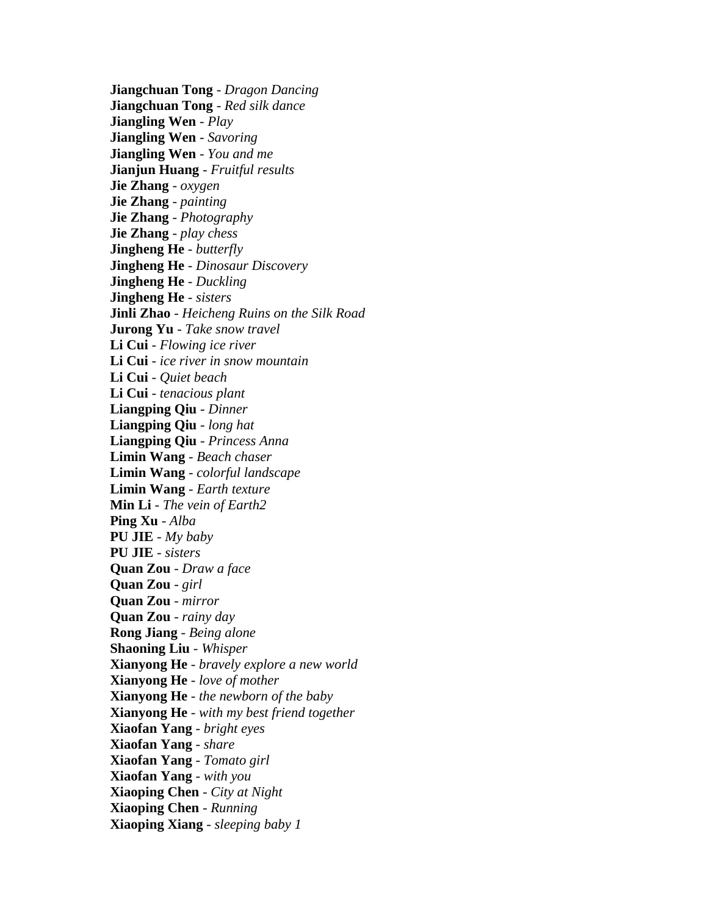**Jiangchuan Tong** - *Dragon Dancing*
**Jiangchuan Tong** - *Red silk dance*
**Jiangling Wen** - *Play*
**Jiangling Wen** - *Savoring*
**Jiangling Wen** - *You and me*
**Jianjun Huang** - *Fruitful results*
**Jie Zhang** - *oxygen*
**Jie Zhang** - *painting*
**Jie Zhang** - *Photography*
**Jie Zhang** - *play chess*
**Jingheng He** - *butterfly*
**Jingheng He** - *Dinosaur Discovery*
**Jingheng He** - *Duckling*
**Jingheng He** - *sisters*
**Jinli Zhao** - *Heicheng Ruins on the Silk Road*
**Jurong Yu** - *Take snow travel*
**Li Cui** - *Flowing ice river*
**Li Cui** - *ice river in snow mountain*
**Li Cui** - *Quiet beach*
**Li Cui** - *tenacious plant*
**Liangping Qiu** - *Dinner*
**Liangping Qiu** - *long hat*
**Liangping Qiu** - *Princess Anna*
**Limin Wang** - *Beach chaser*
**Limin Wang** - *colorful landscape*
**Limin Wang** - *Earth texture*
**Min Li** - *The vein of Earth2*
**Ping Xu** - *Alba*
**PU JIE** - *My baby*
**PU JIE** - *sisters*
**Quan Zou** - *Draw a face*
**Quan Zou** - *girl*
**Quan Zou** - *mirror*
**Quan Zou** - *rainy day*
**Rong Jiang** - *Being alone*
**Shaoning Liu** - *Whisper*
**Xianyong He** - *bravely explore a new world*
**Xianyong He** - *love of mother*
**Xianyong He** - *the newborn of the baby*
**Xianyong He** - *with my best friend together*
**Xiaofan Yang** - *bright eyes*
**Xiaofan Yang** - *share*
**Xiaofan Yang** - *Tomato girl*
**Xiaofan Yang** - *with you*
**Xiaoping Chen** - *City at Night*
**Xiaoping Chen** - *Running*
**Xiaoping Xiang** - *sleeping baby 1*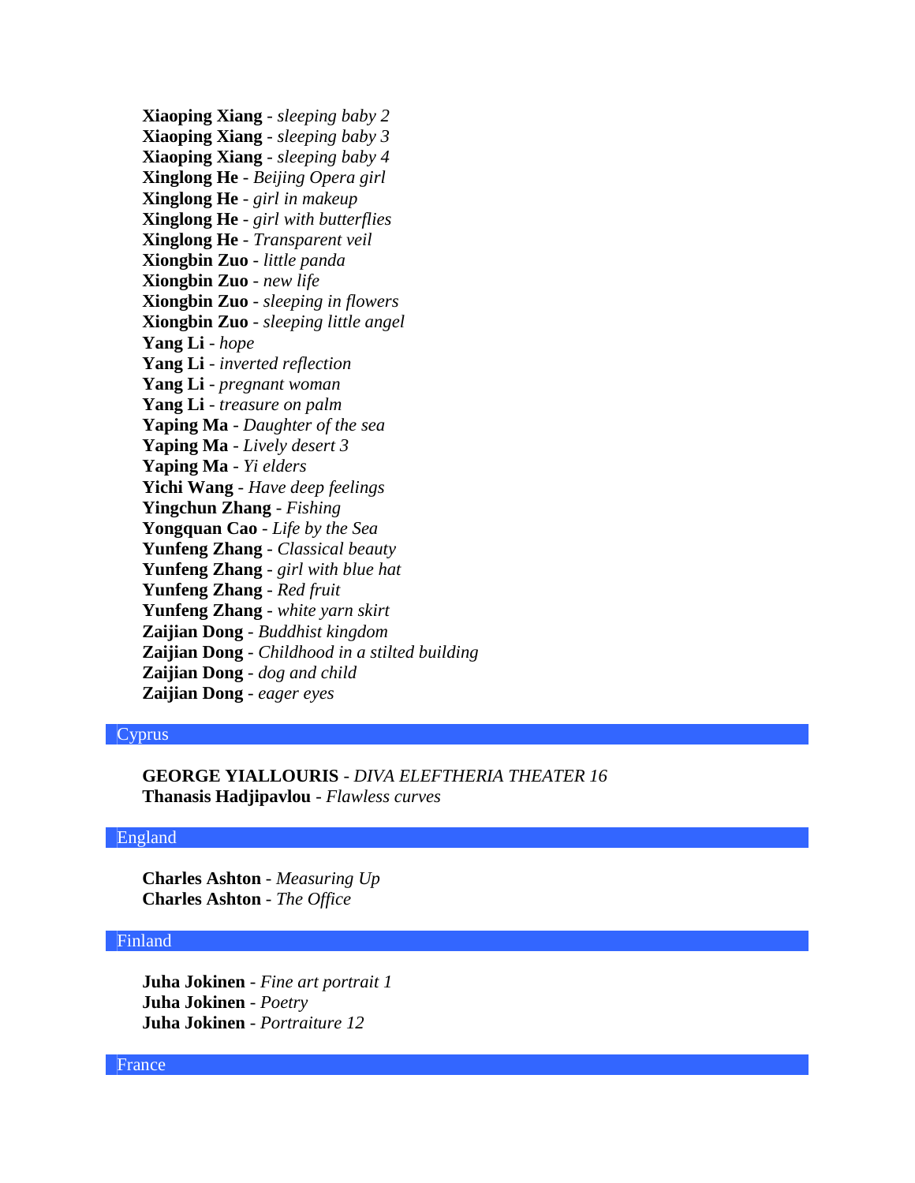**Xiaoping Xiang** - *sleeping baby 2*
**Xiaoping Xiang** - *sleeping baby 3*
**Xiaoping Xiang** - *sleeping baby 4*
**Xinglong He** - *Beijing Opera girl*
**Xinglong He** - *girl in makeup*
**Xinglong He** - *girl with butterflies*
**Xinglong He** - *Transparent veil*
**Xiongbin Zuo** - *little panda*
**Xiongbin Zuo** - *new life*
**Xiongbin Zuo** - *sleeping in flowers*
**Xiongbin Zuo** - *sleeping little angel*
**Yang Li** - *hope*
**Yang Li** - *inverted reflection*
**Yang Li** - *pregnant woman*
**Yang Li** - *treasure on palm*
**Yaping Ma** - *Daughter of the sea*
**Yaping Ma** - *Lively desert 3*
**Yaping Ma** - *Yi elders*
**Yichi Wang** - *Have deep feelings*
**Yingchun Zhang** - *Fishing*
**Yongquan Cao** - *Life by the Sea*
**Yunfeng Zhang** - *Classical beauty*
**Yunfeng Zhang** - *girl with blue hat*
**Yunfeng Zhang** - *Red fruit*
**Yunfeng Zhang** - *white yarn skirt*
**Zaijian Dong** - *Buddhist kingdom*
**Zaijian Dong** - *Childhood in a stilted building*
**Zaijian Dong** - *dog and child*
**Zaijian Dong** - *eager eyes*

## Cyprus

**GEORGE YIALLOURIS** - *DIVA ELEFTHERIA THEATER 16*
**Thanasis Hadjipavlou** - *Flawless curves*

## England

**Charles Ashton** - *Measuring Up*
**Charles Ashton** - *The Office*

## Finland

**Juha Jokinen** - *Fine art portrait 1*
**Juha Jokinen** - *Poetry*
**Juha Jokinen** - *Portraiture 12*

## France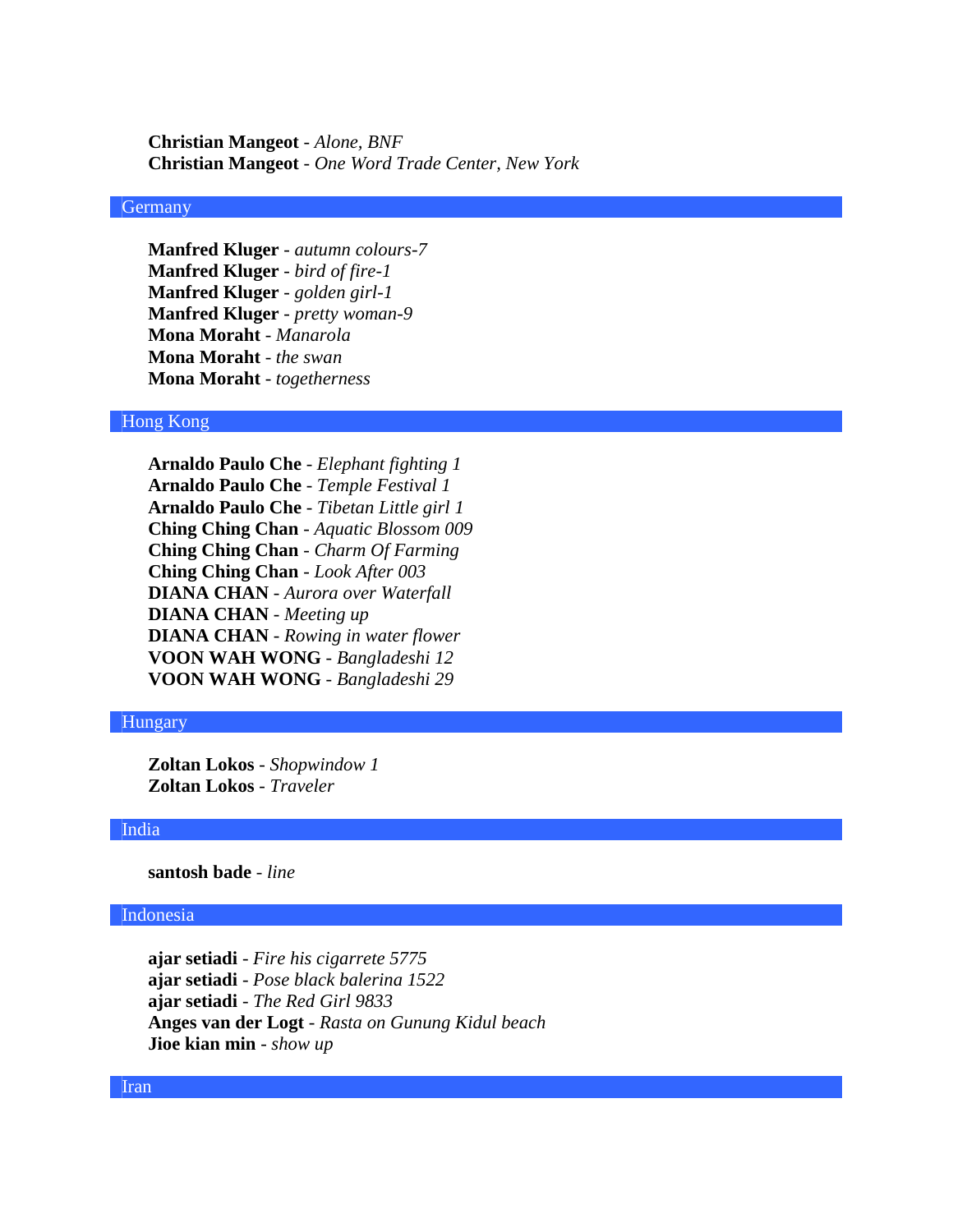**Christian Mangeot** - *Alone, BNF*
**Christian Mangeot** - *One Word Trade Center, New York*

## Germany

**Manfred Kluger** - *autumn colours-7*
**Manfred Kluger** - *bird of fire-1*
**Manfred Kluger** - *golden girl-1*
**Manfred Kluger** - *pretty woman-9*
**Mona Moraht** - *Manarola*
**Mona Moraht** - *the swan*
**Mona Moraht** - *togetherness*

## Hong Kong

**Arnaldo Paulo Che** - *Elephant fighting 1*
**Arnaldo Paulo Che** - *Temple Festival 1*
**Arnaldo Paulo Che** - *Tibetan Little girl 1*
**Ching Ching Chan** - *Aquatic Blossom 009*
**Ching Ching Chan** - *Charm Of Farming*
**Ching Ching Chan** - *Look After 003*
**DIANA CHAN** - *Aurora over Waterfall*
**DIANA CHAN** - *Meeting up*
**DIANA CHAN** - *Rowing in water flower*
**VOON WAH WONG** - *Bangladeshi 12*
**VOON WAH WONG** - *Bangladeshi 29*

## Hungary

**Zoltan Lokos** - *Shopwindow 1*
**Zoltan Lokos** - *Traveler*

## India

**santosh bade** - *line*

## Indonesia

**ajar setiadi** - *Fire his cigarrete 5775*
**ajar setiadi** - *Pose black balerina 1522*
**ajar setiadi** - *The Red Girl 9833*
**Anges van der Logt** - *Rasta on Gunung Kidul beach*
**Jioe kian min** - *show up*

## Iran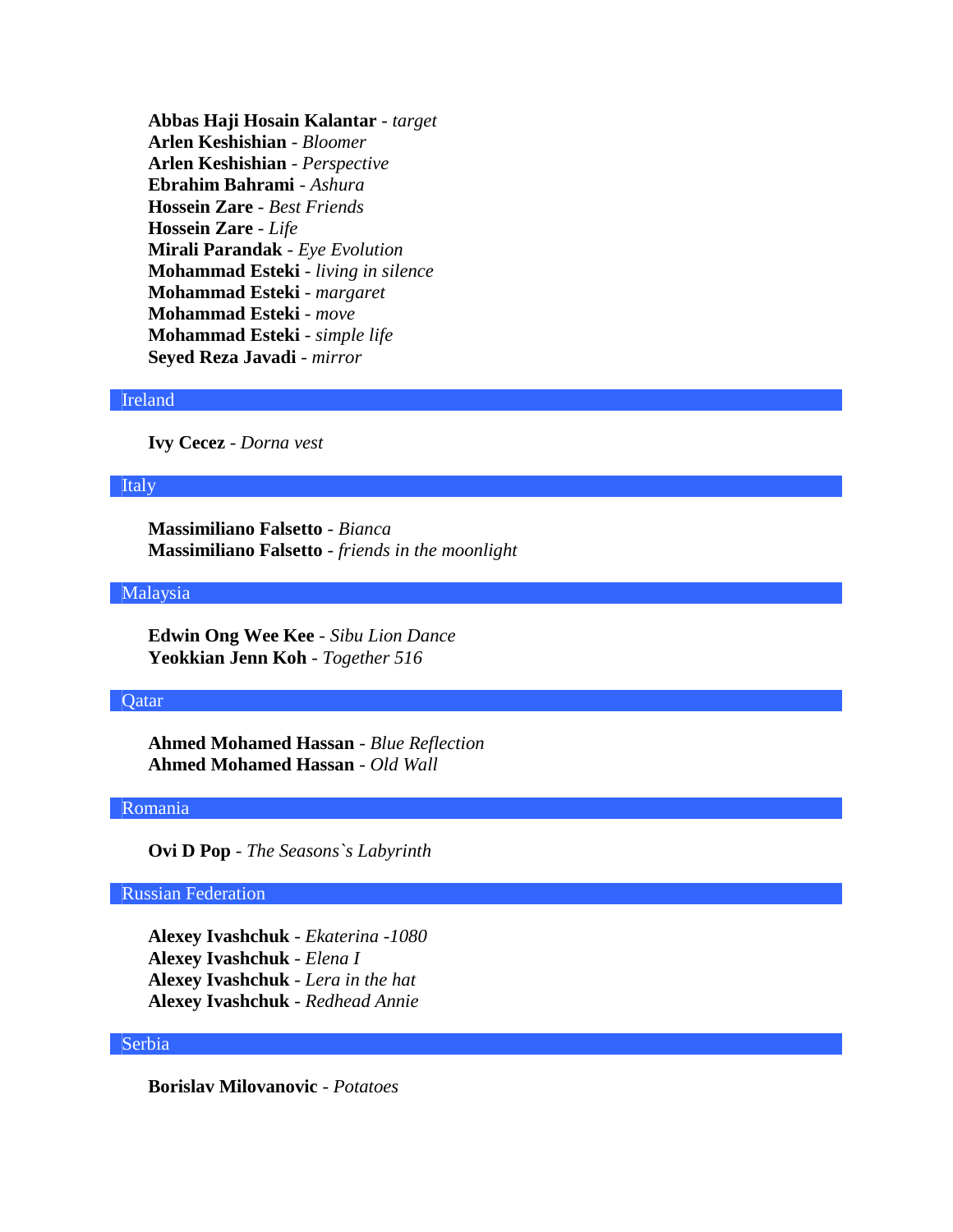**Abbas Haji Hosain Kalantar** - *target*
**Arlen Keshishian** - *Bloomer*
**Arlen Keshishian** - *Perspective*
**Ebrahim Bahrami** - *Ashura*
**Hossein Zare** - *Best Friends*
**Hossein Zare** - *Life*
**Mirali Parandak** - *Eye Evolution*
**Mohammad Esteki** - *living in silence*
**Mohammad Esteki** - *margaret*
**Mohammad Esteki** - *move*
**Mohammad Esteki** - *simple life*
**Seyed Reza Javadi** - *mirror*

## Ireland

**Ivy Cecez** - *Dorna vest*

## Italy

**Massimiliano Falsetto** - *Bianca*
**Massimiliano Falsetto** - *friends in the moonlight*

## Malaysia

**Edwin Ong Wee Kee** - *Sibu Lion Dance*
**Yeokkian Jenn Koh** - *Together 516*

## Qatar

**Ahmed Mohamed Hassan** - *Blue Reflection*
**Ahmed Mohamed Hassan** - *Old Wall*

## Romania

**Ovi D Pop** - *The Seasons`s Labyrinth*

## Russian Federation

**Alexey Ivashchuk** - *Ekaterina -1080*
**Alexey Ivashchuk** - *Elena I*
**Alexey Ivashchuk** - *Lera in the hat*
**Alexey Ivashchuk** - *Redhead Annie*

## Serbia

**Borislav Milovanovic** - *Potatoes*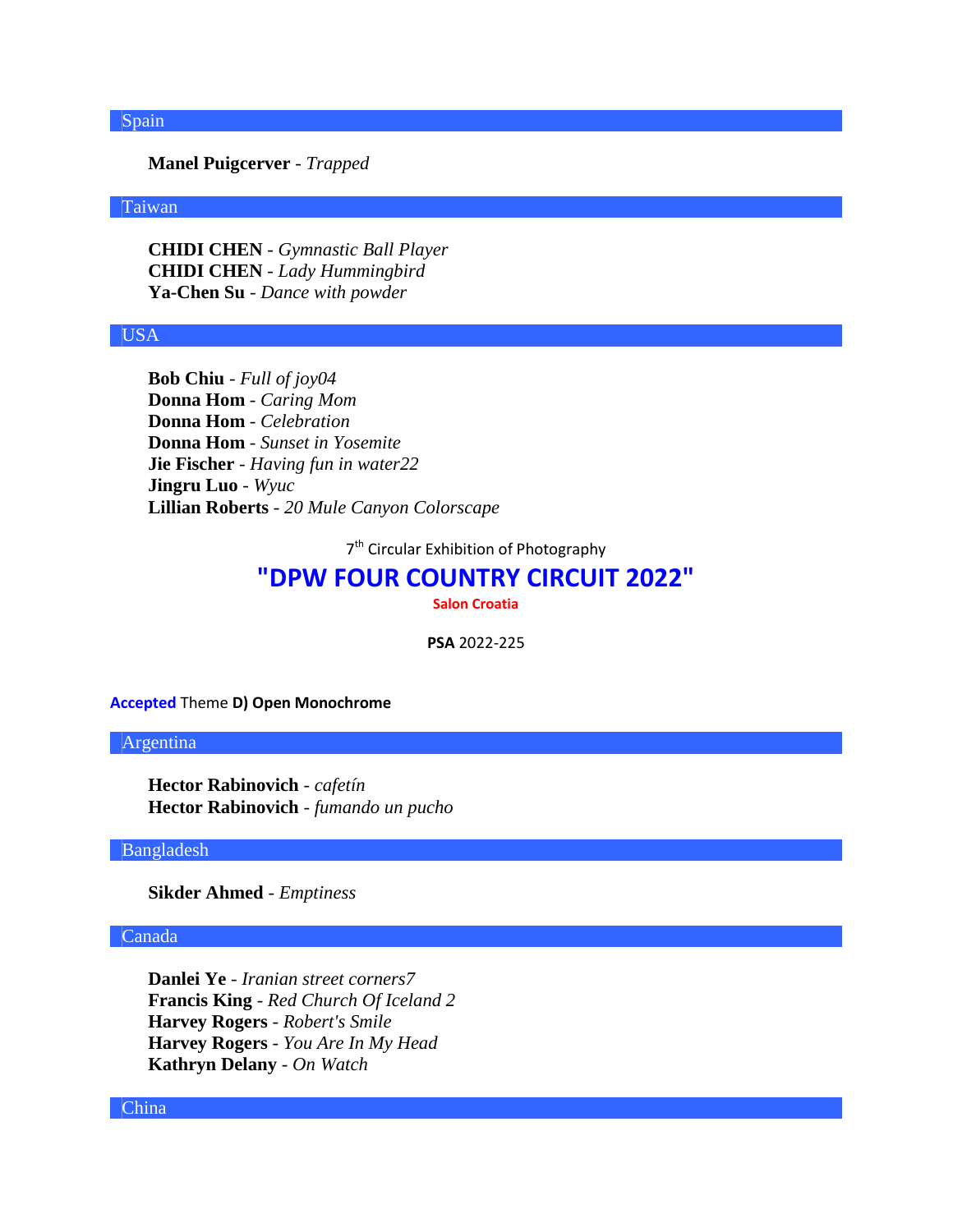### Spain

**Manel Puigcerver** - *Trapped*

### Taiwan

**CHIDI CHEN** - *Gymnastic Ball Player*
**CHIDI CHEN** - *Lady Hummingbird*
**Ya-Chen Su** - *Dance with powder*

### USA

**Bob Chiu** - *Full of joy04*
**Donna Hom** - *Caring Mom*
**Donna Hom** - *Celebration*
**Donna Hom** - *Sunset in Yosemite*
**Jie Fischer** - *Having fun in water22*
**Jingru Luo** - *Wyuc*
**Lillian Roberts** - *20 Mule Canyon Colorscape*

7th Circular Exhibition of Photography

# "DPW FOUR COUNTRY CIRCUIT 2022"

**Salon Croatia**

**PSA** 2022-225

**Accepted** Theme **D) Open Monochrome**

### Argentina

**Hector Rabinovich** - *cafetín*
**Hector Rabinovich** - *fumando un pucho*

### Bangladesh

**Sikder Ahmed** - *Emptiness*

### Canada

**Danlei Ye** - *Iranian street corners7*
**Francis King** - *Red Church Of Iceland 2*
**Harvey Rogers** - *Robert's Smile*
**Harvey Rogers** - *You Are In My Head*
**Kathryn Delany** - *On Watch*

### China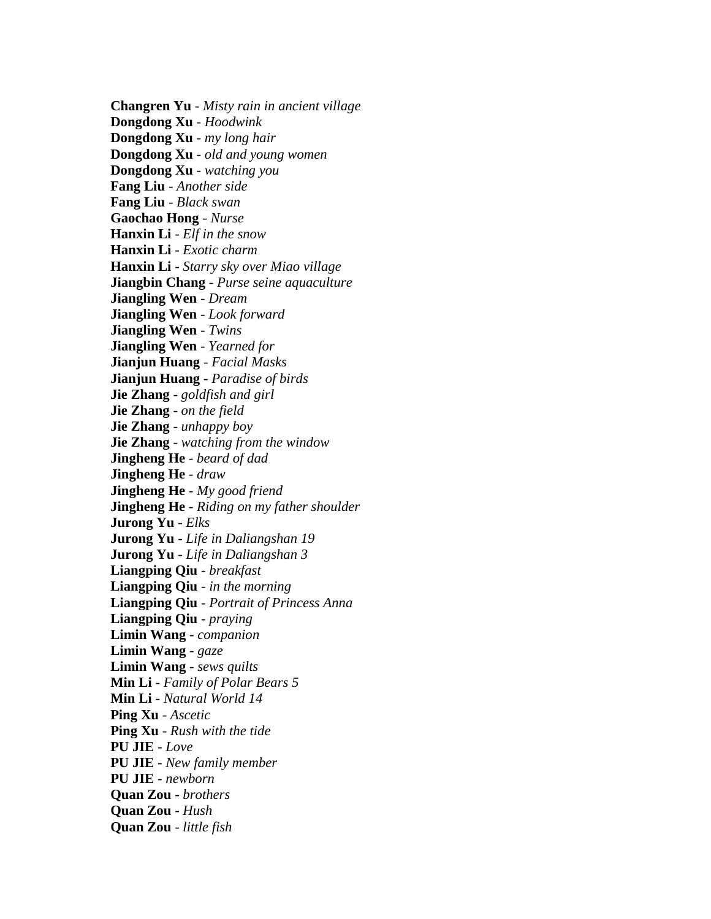**Changren Yu** - *Misty rain in ancient village*
**Dongdong Xu** - *Hoodwink*
**Dongdong Xu** - *my long hair*
**Dongdong Xu** - *old and young women*
**Dongdong Xu** - *watching you*
**Fang Liu** - *Another side*
**Fang Liu** - *Black swan*
**Gaochao Hong** - *Nurse*
**Hanxin Li** - *Elf in the snow*
**Hanxin Li** - *Exotic charm*
**Hanxin Li** - *Starry sky over Miao village*
**Jiangbin Chang** - *Purse seine aquaculture*
**Jiangling Wen** - *Dream*
**Jiangling Wen** - *Look forward*
**Jiangling Wen** - *Twins*
**Jiangling Wen** - *Yearned for*
**Jianjun Huang** - *Facial Masks*
**Jianjun Huang** - *Paradise of birds*
**Jie Zhang** - *goldfish and girl*
**Jie Zhang** - *on the field*
**Jie Zhang** - *unhappy boy*
**Jie Zhang** - *watching from the window*
**Jingheng He** - *beard of dad*
**Jingheng He** - *draw*
**Jingheng He** - *My good friend*
**Jingheng He** - *Riding on my father shoulder*
**Jurong Yu** - *Elks*
**Jurong Yu** - *Life in Daliangshan 19*
**Jurong Yu** - *Life in Daliangshan 3*
**Liangping Qiu** - *breakfast*
**Liangping Qiu** - *in the morning*
**Liangping Qiu** - *Portrait of Princess Anna*
**Liangping Qiu** - *praying*
**Limin Wang** - *companion*
**Limin Wang** - *gaze*
**Limin Wang** - *sews quilts*
**Min Li** - *Family of Polar Bears 5*
**Min Li** - *Natural World 14*
**Ping Xu** - *Ascetic*
**Ping Xu** - *Rush with the tide*
**PU JIE** - *Love*
**PU JIE** - *New family member*
**PU JIE** - *newborn*
**Quan Zou** - *brothers*
**Quan Zou** - *Hush*
**Quan Zou** - *little fish*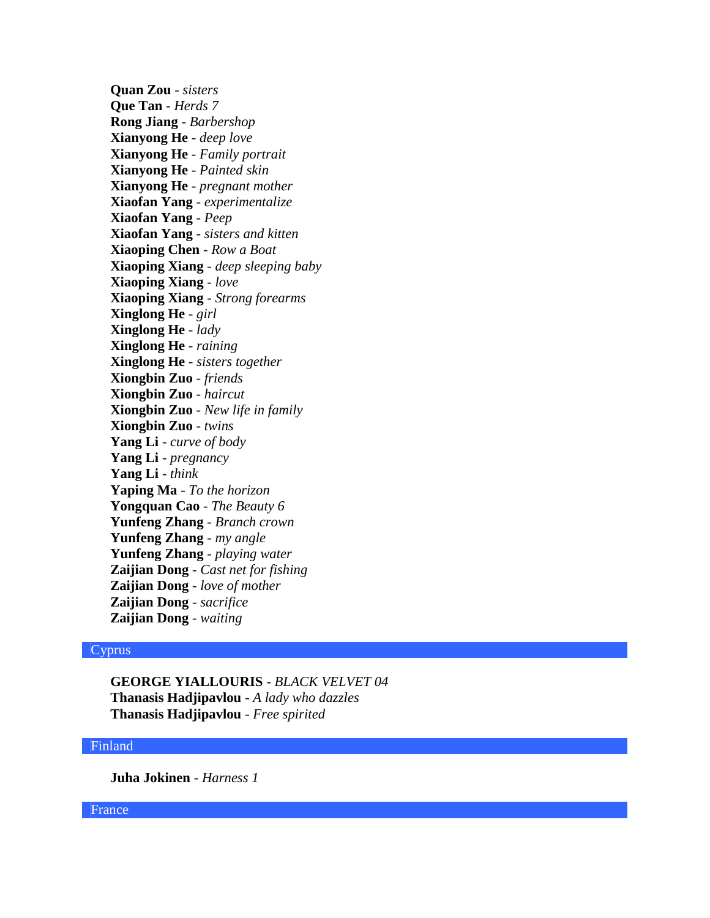**Quan Zou** - *sisters*  
**Que Tan** - *Herds 7*  
**Rong Jiang** - *Barbershop*  
**Xianyong He** - *deep love*  
**Xianyong He** - *Family portrait*  
**Xianyong He** - *Painted skin*  
**Xianyong He** - *pregnant mother*  
**Xiaofan Yang** - *experimentalize*  
**Xiaofan Yang** - *Peep*  
**Xiaofan Yang** - *sisters and kitten*  
**Xiaoping Chen** - *Row a Boat*  
**Xiaoping Xiang** - *deep sleeping baby*  
**Xiaoping Xiang** - *love*  
**Xiaoping Xiang** - *Strong forearms*  
**Xinglong He** - *girl*  
**Xinglong He** - *lady*  
**Xinglong He** - *raining*  
**Xinglong He** - *sisters together*  
**Xiongbin Zuo** - *friends*  
**Xiongbin Zuo** - *haircut*  
**Xiongbin Zuo** - *New life in family*  
**Xiongbin Zuo** - *twins*  
**Yang Li** - *curve of body*  
**Yang Li** - *pregnancy*  
**Yang Li** - *think*  
**Yaping Ma** - *To the horizon*  
**Yongquan Cao** - *The Beauty 6*  
**Yunfeng Zhang** - *Branch crown*  
**Yunfeng Zhang** - *my angle*  
**Yunfeng Zhang** - *playing water*  
**Zaijian Dong** - *Cast net for fishing*  
**Zaijian Dong** - *love of mother*  
**Zaijian Dong** - *sacrifice*  
**Zaijian Dong** - *waiting*

## Cyprus

**GEORGE YIALLOURIS** - *BLACK VELVET 04*  
**Thanasis Hadjipavlou** - *A lady who dazzles*  
**Thanasis Hadjipavlou** - *Free spirited*

## Finland

**Juha Jokinen** - *Harness 1*

## France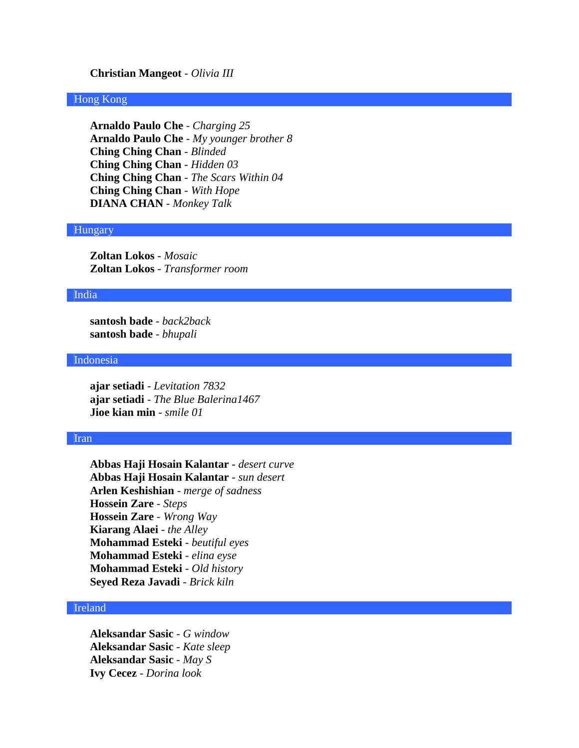**Christian Mangeot** - *Olivia III*

## Hong Kong

**Arnaldo Paulo Che** - *Charging 25*
**Arnaldo Paulo Che** - *My younger brother 8*
**Ching Ching Chan** - *Blinded*
**Ching Ching Chan** - *Hidden 03*
**Ching Ching Chan** - *The Scars Within 04*
**Ching Ching Chan** - *With Hope*
**DIANA CHAN** - *Monkey Talk*

## Hungary

**Zoltan Lokos** - *Mosaic*
**Zoltan Lokos** - *Transformer room*

## India

**santosh bade** - *back2back*
**santosh bade** - *bhupali*

## Indonesia

**ajar setiadi** - *Levitation 7832*
**ajar setiadi** - *The Blue Balerina1467*
**Jioe kian min** - *smile 01*

## Iran

**Abbas Haji Hosain Kalantar** - *desert curve*
**Abbas Haji Hosain Kalantar** - *sun desert*
**Arlen Keshishian** - *merge of sadness*
**Hossein Zare** - *Steps*
**Hossein Zare** - *Wrong Way*
**Kiarang Alaei** - *the Alley*
**Mohammad Esteki** - *beutiful eyes*
**Mohammad Esteki** - *elina eyse*
**Mohammad Esteki** - *Old history*
**Seyed Reza Javadi** - *Brick kiln*

## Ireland

**Aleksandar Sasic** - *G window*
**Aleksandar Sasic** - *Kate sleep*
**Aleksandar Sasic** - *May S*
**Ivy Cecez** - *Dorina look*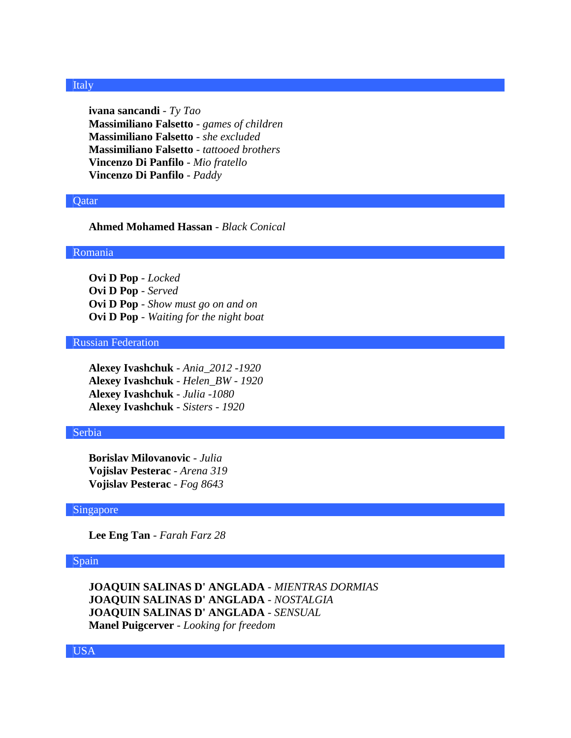## Italy

**ivana sancandi** - *Ty Tao*
**Massimiliano Falsetto** - *games of children*
**Massimiliano Falsetto** - *she excluded*
**Massimiliano Falsetto** - *tattooed brothers*
**Vincenzo Di Panfilo** - *Mio fratello*
**Vincenzo Di Panfilo** - *Paddy*

## Qatar

**Ahmed Mohamed Hassan** - *Black Conical*

## Romania

**Ovi D Pop** - *Locked*
**Ovi D Pop** - *Served*
**Ovi D Pop** - *Show must go on and on*
**Ovi D Pop** - *Waiting for the night boat*

## Russian Federation

**Alexey Ivashchuk** - *Ania_2012 -1920*
**Alexey Ivashchuk** - *Helen_BW - 1920*
**Alexey Ivashchuk** - *Julia -1080*
**Alexey Ivashchuk** - *Sisters - 1920*

## Serbia

**Borislav Milovanovic** - *Julia*
**Vojislav Pesterac** - *Arena 319*
**Vojislav Pesterac** - *Fog 8643*

## Singapore

**Lee Eng Tan** - *Farah Farz 28*

## Spain

**JOAQUIN SALINAS D' ANGLADA** - *MIENTRAS DORMIAS*
**JOAQUIN SALINAS D' ANGLADA** - *NOSTALGIA*
**JOAQUIN SALINAS D' ANGLADA** - *SENSUAL*
**Manel Puigcerver** - *Looking for freedom*

## USA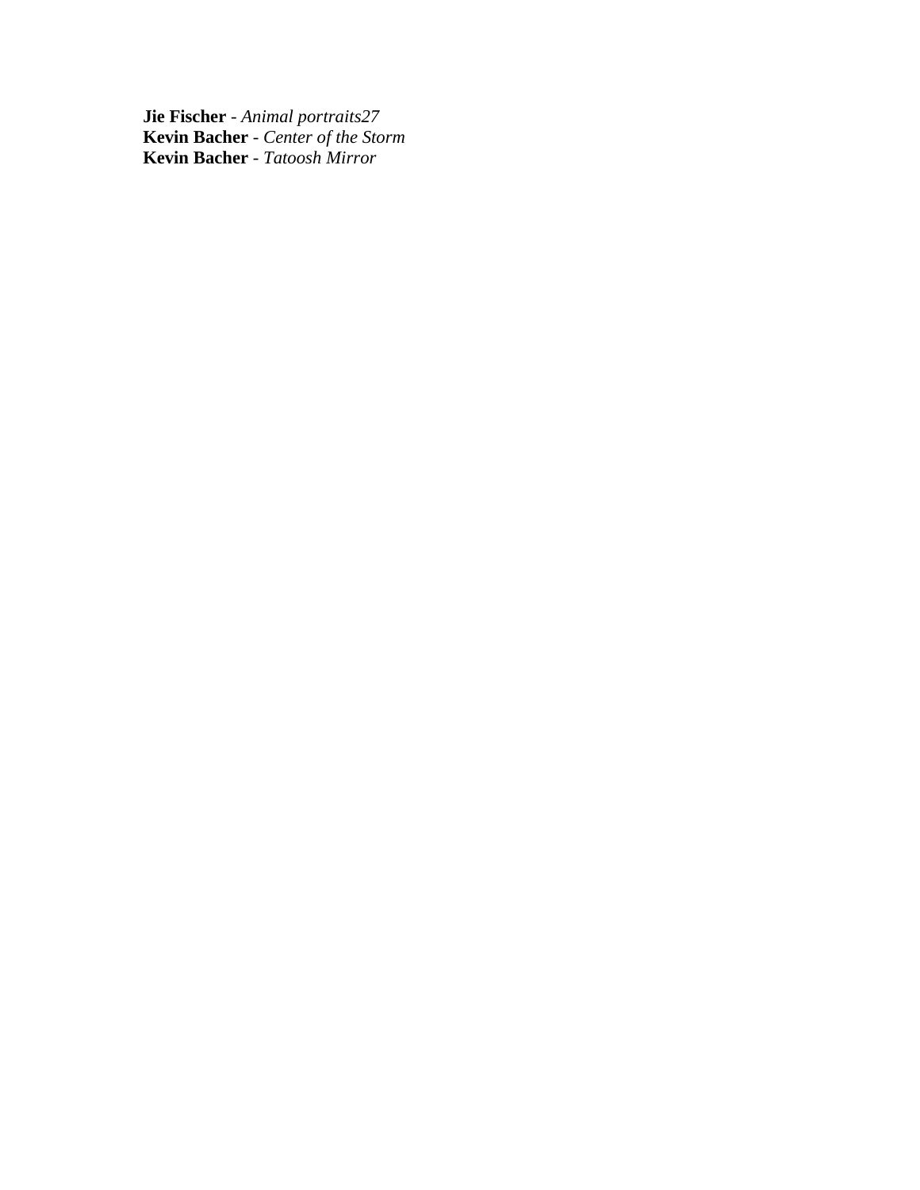**Jie Fischer** - *Animal portraits27*
**Kevin Bacher** - *Center of the Storm*
**Kevin Bacher** - *Tatoosh Mirror*